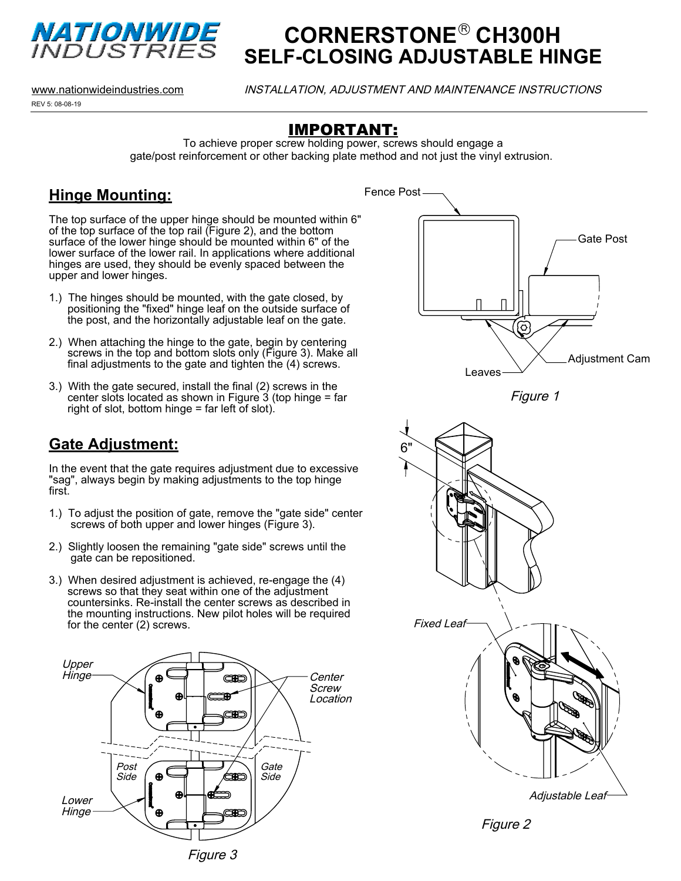# NATIONWIDE INDUSTRIES

# CORNERSTONE® CH300H SELF-CLOSING ADJUSTABLE HINGE

www.nationwideindustries.com

*INSTALLATION, ADJUSTMENT AND MAINTENANCE INSTRUCTIONS*

REV 5: 08-08-19

## IMPORTANT:

To achieve proper screw holding power, screws should engage a gate/post reinforcement or other backing plate method and not just the vinyl extrusion.

## Hinge Mounting:

The top surface of the upper hinge should be mounted within 6" of the top surface of the top rail (Figure 2), and the bottom surface of the lower hinge should be mounted within 6" of the lower surface of the lower rail. In applications where additional hinges are used, they should be evenly spaced between the upper and lower hinges.

1.) The hinges should be mounted, with the gate closed, by positioning the "fixed" hinge leaf on the outside surface of the post, and the horizontally adjustable leaf on the gate.

2.) When attaching the hinge to the gate, begin by centering screws in the top and bottom slots only (Figure 3). Make all final adjustments to the gate and tighten the (4) screws.

3.) With the gate secured, install the final (2) screws in the center slots located as shown in Figure 3 (top hinge = far right of slot, bottom hinge = far left of slot).

Fence Post, Gate Post, Adjustment Cam, Leaves

*Figure 1*

## Gate Adjustment:

In the event that the gate requires adjustment due to excessive "sag", always begin by making adjustments to the top hinge first.

1.) To adjust the position of gate, remove the "gate side" center screws of both upper and lower hinges (Figure 3).

2.) Slightly loosen the remaining "gate side" screws until the gate can be repositioned.

3.) When desired adjustment is achieved, re-engage the (4) screws so that they seat within one of the adjustment countersinks. Re-install the center screws as described in the mounting instructions. New pilot holes will be required for the center (2) screws.

6", *Fixed Leaf*, *Adjustable Leaf*

*Figure 2*

*Upper Hinge*, *Center Screw Location*, *Post Side*, *Gate Side*, *Lower Hinge*

*Figure 3*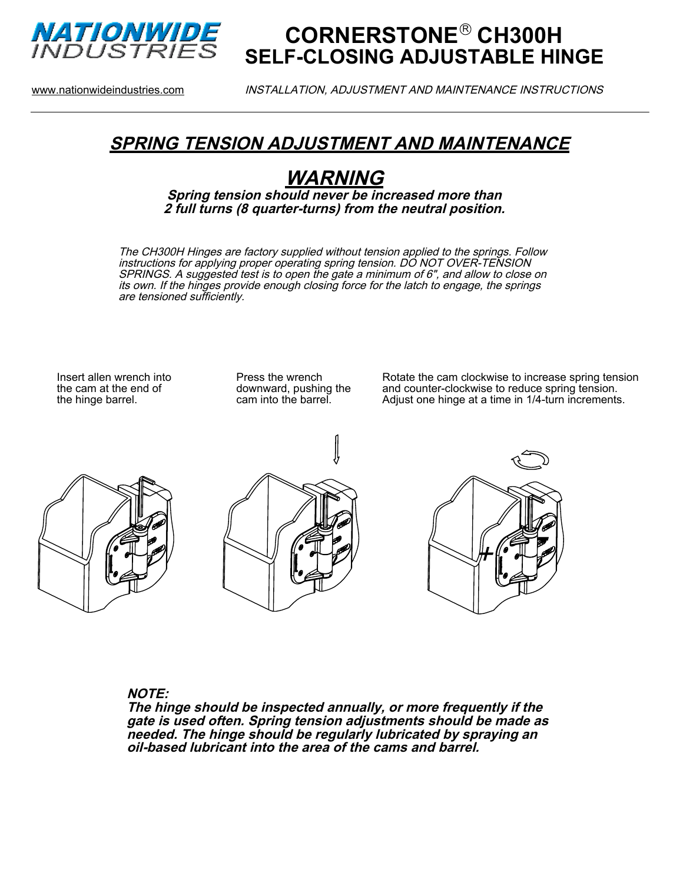# CORNERSTONE® CH300H
## SELF-CLOSING ADJUSTABLE HINGE

www.nationwideindustries.com

*INSTALLATION, ADJUSTMENT AND MAINTENANCE INSTRUCTIONS*

## ***SPRING TENSION ADJUSTMENT AND MAINTENANCE***

## ***WARNING***

***Spring tension should never be increased more than 2 full turns (8 quarter-turns) from the neutral position.***

*The CH300H Hinges are factory supplied without tension applied to the springs. Follow instructions for applying proper operating spring tension. DO NOT OVER-TENSION SPRINGS. A suggested test is to open the gate a minimum of 6", and allow to close on its own. If the hinges provide enough closing force for the latch to engage, the springs are tensioned sufficiently.*

Insert allen wrench into the cam at the end of the hinge barrel.

Press the wrench downward, pushing the cam into the barrel.

Rotate the cam clockwise to increase spring tension and counter-clockwise to reduce spring tension. Adjust one hinge at a time in 1/4-turn increments.

***NOTE:***
***The hinge should be inspected annually, or more frequently if the gate is used often. Spring tension adjustments should be made as needed. The hinge should be regularly lubricated by spraying an oil-based lubricant into the area of the cams and barrel.***